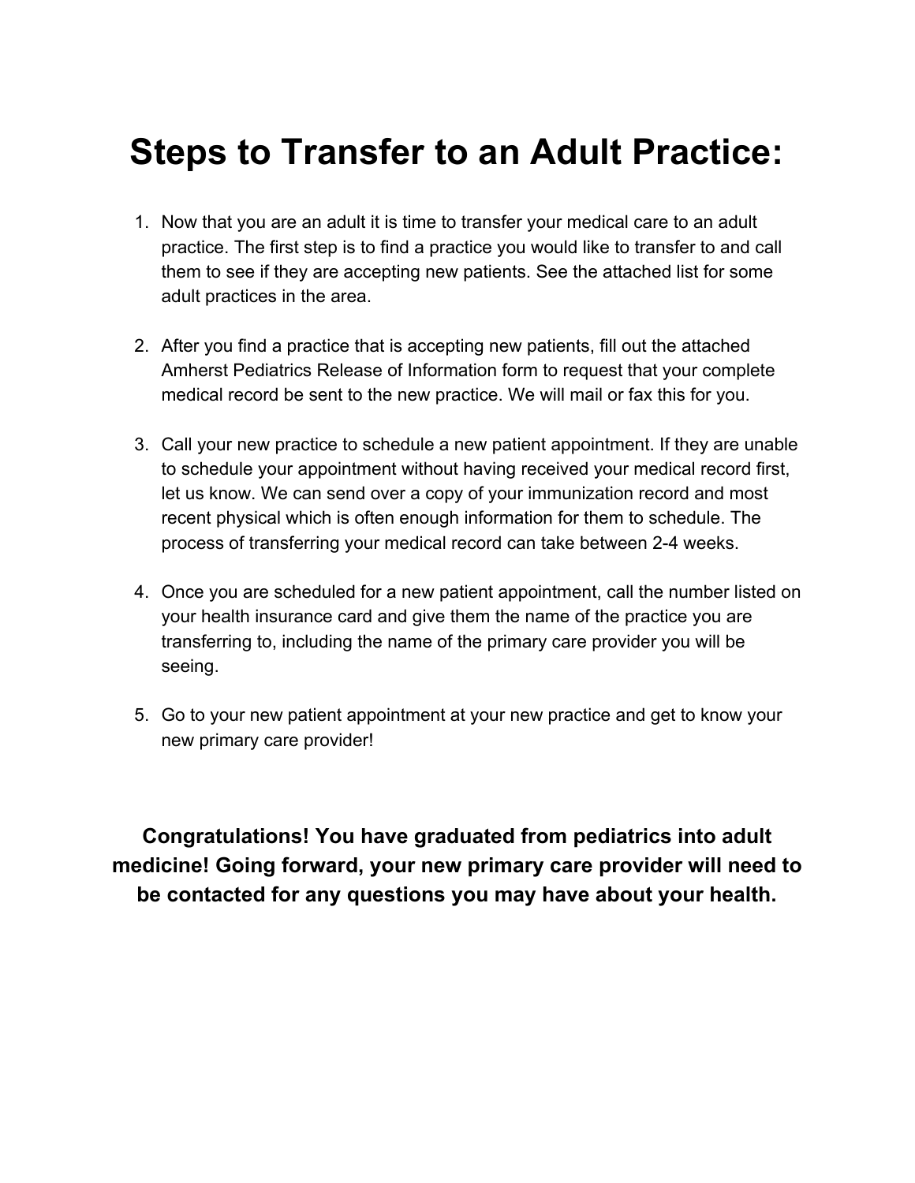# Steps to Transfer to an Adult Practice:

1. Now that you are an adult it is time to transfer your medical care to an adult practice. The first step is to find a practice you would like to transfer to and call them to see if they are accepting new patients. See the attached list for some adult practices in the area.

2. After you find a practice that is accepting new patients, fill out the attached Amherst Pediatrics Release of Information form to request that your complete medical record be sent to the new practice. We will mail or fax this for you.

3. Call your new practice to schedule a new patient appointment. If they are unable to schedule your appointment without having received your medical record first, let us know. We can send over a copy of your immunization record and most recent physical which is often enough information for them to schedule. The process of transferring your medical record can take between 2-4 weeks.

4. Once you are scheduled for a new patient appointment, call the number listed on your health insurance card and give them the name of the practice you are transferring to, including the name of the primary care provider you will be seeing.

5. Go to your new patient appointment at your new practice and get to know your new primary care provider!

**Congratulations! You have graduated from pediatrics into adult medicine! Going forward, your new primary care provider will need to be contacted for any questions you may have about your health.**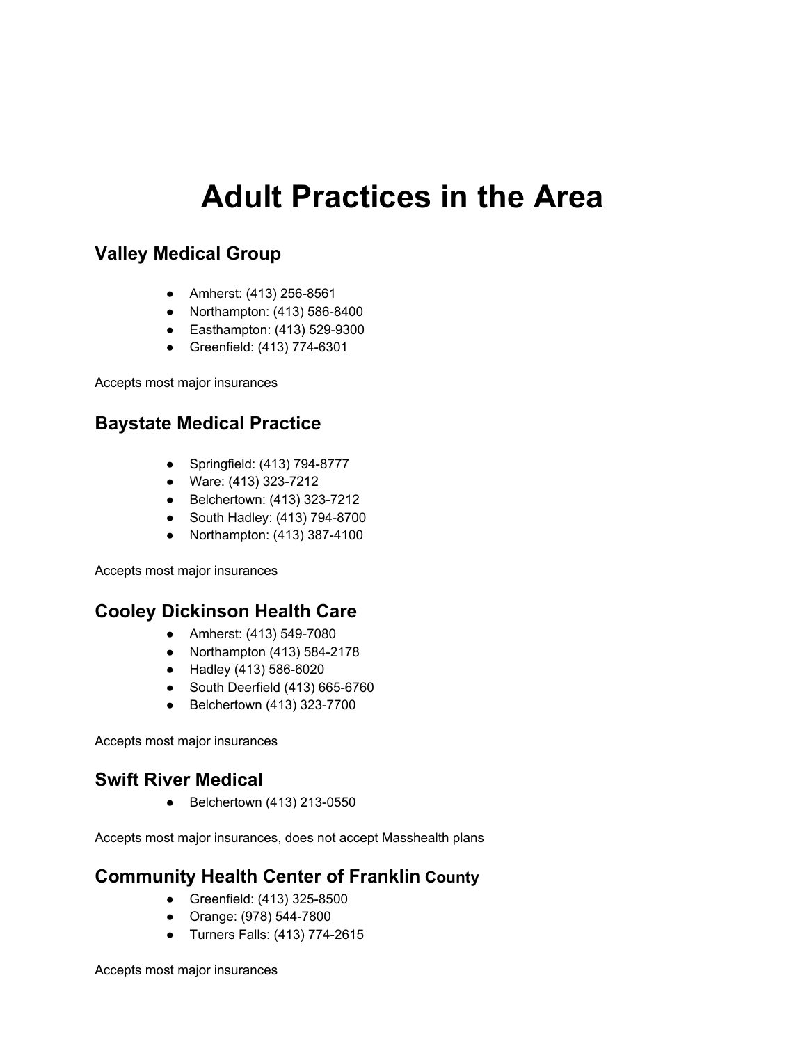# Adult Practices in the Area

## Valley Medical Group

- Amherst: (413) 256-8561
- Northampton: (413) 586-8400
- Easthampton: (413) 529-9300
- Greenfield: (413) 774-6301

Accepts most major insurances

## Baystate Medical Practice

- Springfield: (413) 794-8777
- Ware: (413) 323-7212
- Belchertown: (413) 323-7212
- South Hadley: (413) 794-8700
- Northampton: (413) 387-4100

Accepts most major insurances

## Cooley Dickinson Health Care

- Amherst: (413) 549-7080
- Northampton (413) 584-2178
- Hadley (413) 586-6020
- South Deerfield (413) 665-6760
- Belchertown (413) 323-7700

Accepts most major insurances

## Swift River Medical

- Belchertown (413) 213-0550

Accepts most major insurances, does not accept Masshealth plans

## Community Health Center of Franklin County

- Greenfield: (413) 325-8500
- Orange: (978) 544-7800
- Turners Falls: (413) 774-2615

Accepts most major insurances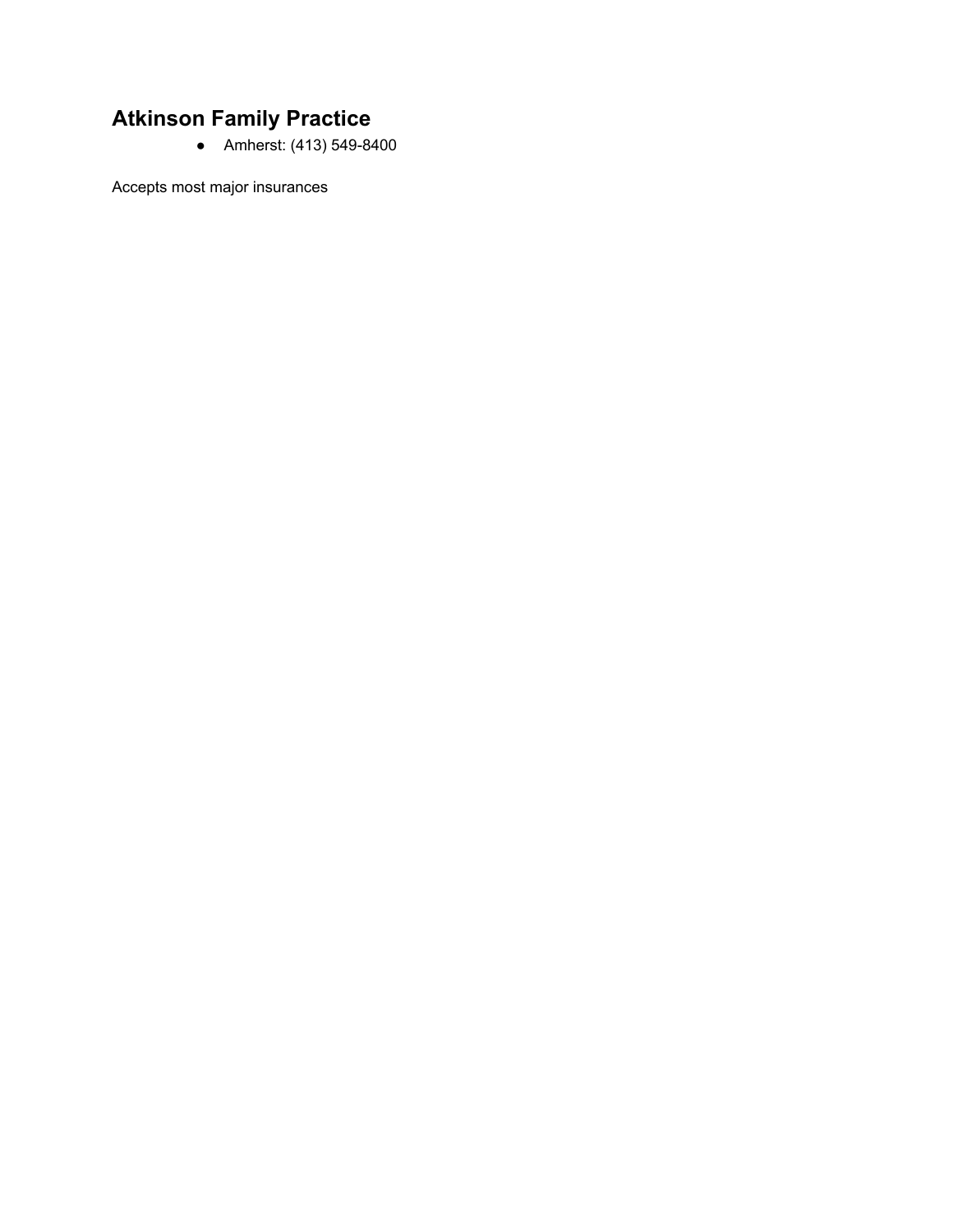## Atkinson Family Practice

- Amherst: (413) 549-8400

Accepts most major insurances